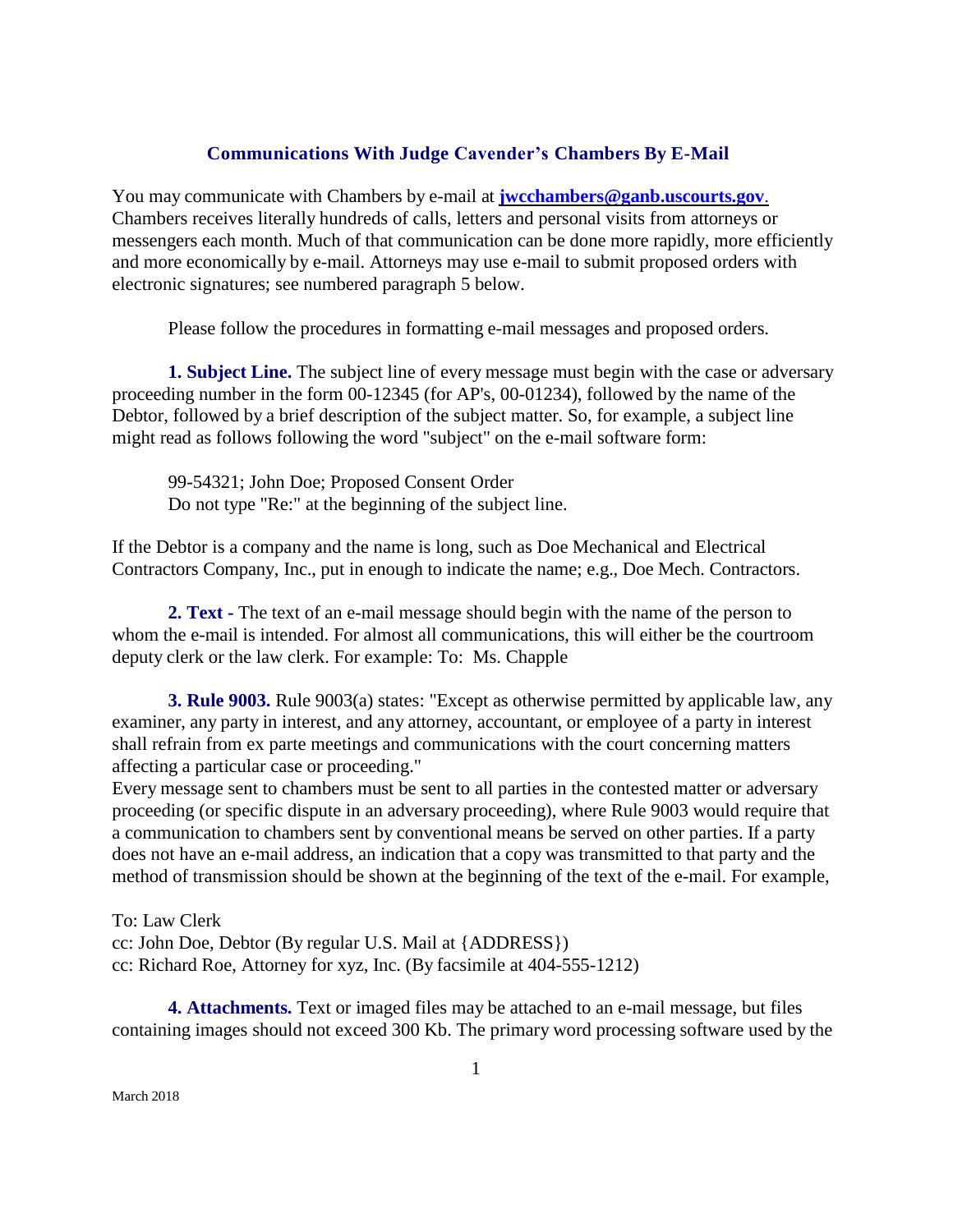## Communications With Judge Cavender's Chambers By E-Mail

You may communicate with Chambers by e-mail at **jwcchambers@ganb.uscourts.gov**. Chambers receives literally hundreds of calls, letters and personal visits from attorneys or messengers each month. Much of that communication can be done more rapidly, more efficiently and more economically by e-mail. Attorneys may use e-mail to submit proposed orders with electronic signatures; see numbered paragraph 5 below.

Please follow the procedures in formatting e-mail messages and proposed orders.

**1. Subject Line.** The subject line of every message must begin with the case or adversary proceeding number in the form 00-12345 (for AP's, 00-01234), followed by the name of the Debtor, followed by a brief description of the subject matter. So, for example, a subject line might read as follows following the word "subject" on the e-mail software form:

99-54321; John Doe; Proposed Consent Order
Do not type "Re:" at the beginning of the subject line.

If the Debtor is a company and the name is long, such as Doe Mechanical and Electrical Contractors Company, Inc., put in enough to indicate the name; e.g., Doe Mech. Contractors.

**2. Text -** The text of an e-mail message should begin with the name of the person to whom the e-mail is intended. For almost all communications, this will either be the courtroom deputy clerk or the law clerk. For example: To: Ms. Chapple

**3. Rule 9003.** Rule 9003(a) states: "Except as otherwise permitted by applicable law, any examiner, any party in interest, and any attorney, accountant, or employee of a party in interest shall refrain from ex parte meetings and communications with the court concerning matters affecting a particular case or proceeding."
Every message sent to chambers must be sent to all parties in the contested matter or adversary proceeding (or specific dispute in an adversary proceeding), where Rule 9003 would require that a communication to chambers sent by conventional means be served on other parties. If a party does not have an e-mail address, an indication that a copy was transmitted to that party and the method of transmission should be shown at the beginning of the text of the e-mail. For example,

To: Law Clerk
cc: John Doe, Debtor (By regular U.S. Mail at {ADDRESS})
cc: Richard Roe, Attorney for xyz, Inc. (By facsimile at 404-555-1212)

**4. Attachments.** Text or imaged files may be attached to an e-mail message, but files containing images should not exceed 300 Kb. The primary word processing software used by the

March 2018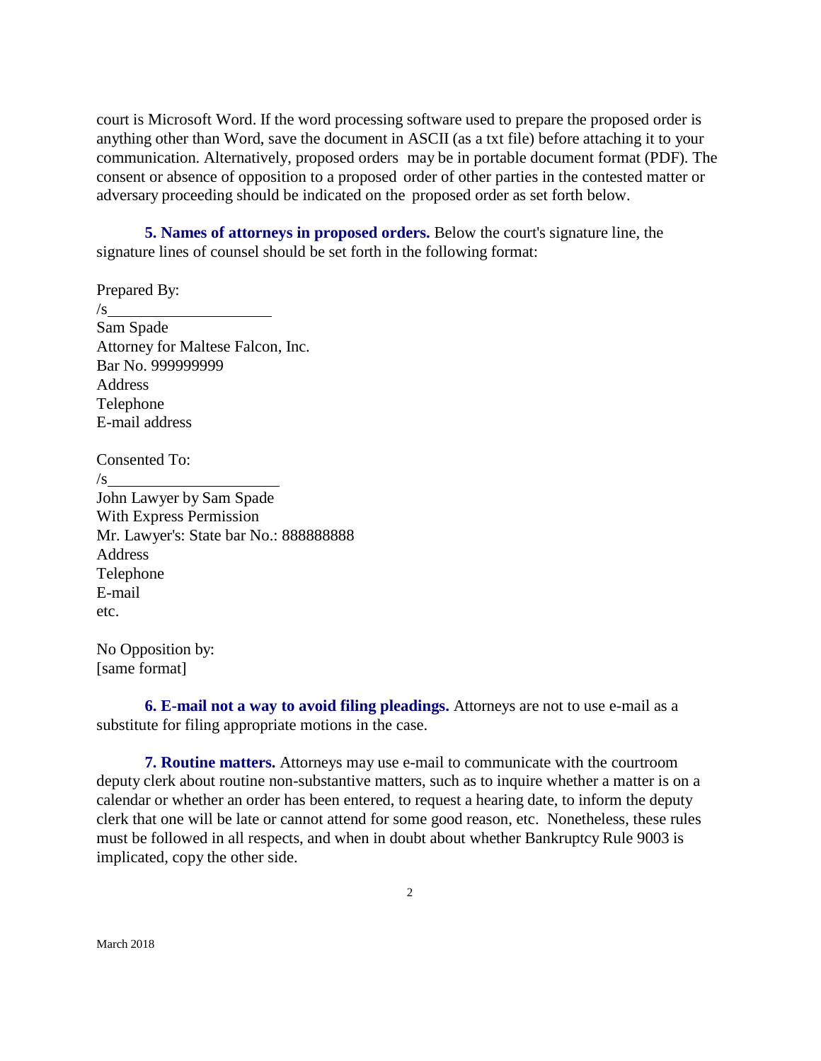court is Microsoft Word. If the word processing software used to prepare the proposed order is anything other than Word, save the document in ASCII (as a txt file) before attaching it to your communication. Alternatively, proposed orders may be in portable document format (PDF). The consent or absence of opposition to a proposed order of other parties in the contested matter or adversary proceeding should be indicated on the proposed order as set forth below.

**5. Names of attorneys in proposed orders.** Below the court's signature line, the signature lines of counsel should be set forth in the following format:

Prepared By:
/s____________________
Sam Spade
Attorney for Maltese Falcon, Inc.
Bar No. 999999999
Address
Telephone
E-mail address

Consented To:
/s____________________
John Lawyer by Sam Spade
With Express Permission
Mr. Lawyer's: State bar No.: 888888888
Address
Telephone
E-mail
etc.

No Opposition by:
[same format]

**6. E-mail not a way to avoid filing pleadings.** Attorneys are not to use e-mail as a substitute for filing appropriate motions in the case.

**7. Routine matters.** Attorneys may use e-mail to communicate with the courtroom deputy clerk about routine non-substantive matters, such as to inquire whether a matter is on a calendar or whether an order has been entered, to request a hearing date, to inform the deputy clerk that one will be late or cannot attend for some good reason, etc. Nonetheless, these rules must be followed in all respects, and when in doubt about whether Bankruptcy Rule 9003 is implicated, copy the other side.

March 2018